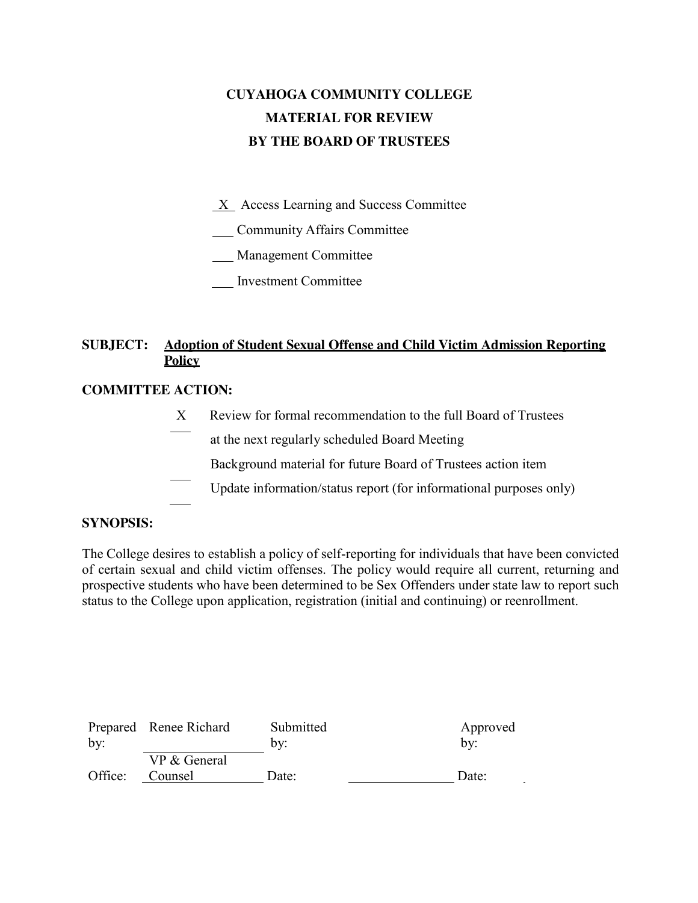# CUYAHOGA COMMUNITY COLLEGE
## MATERIAL FOR REVIEW
## BY THE BOARD OF TRUSTEES

_X_ Access Learning and Success Committee

___ Community Affairs Committee

___ Management Committee

___ Investment Committee

**SUBJECT:** **Adoption of Student Sexual Offense and Child Victim Admission Reporting Policy**

**COMMITTEE ACTION:**

X Review for formal recommendation to the full Board of Trustees at the next regularly scheduled Board Meeting

___ Background material for future Board of Trustees action item

___ Update information/status report (for informational purposes only)

**SYNOPSIS:**

The College desires to establish a policy of self-reporting for individuals that have been convicted of certain sexual and child victim offenses. The policy would require all current, returning and prospective students who have been determined to be Sex Offenders under state law to report such status to the College upon application, registration (initial and continuing) or reenrollment.

| | | | | | |
|---|---|---|---|---|---|
| Prepared by: | Renee Richard | Submitted by: | | Approved by: | |
| Office: | VP & General Counsel | Date: | | Date: | |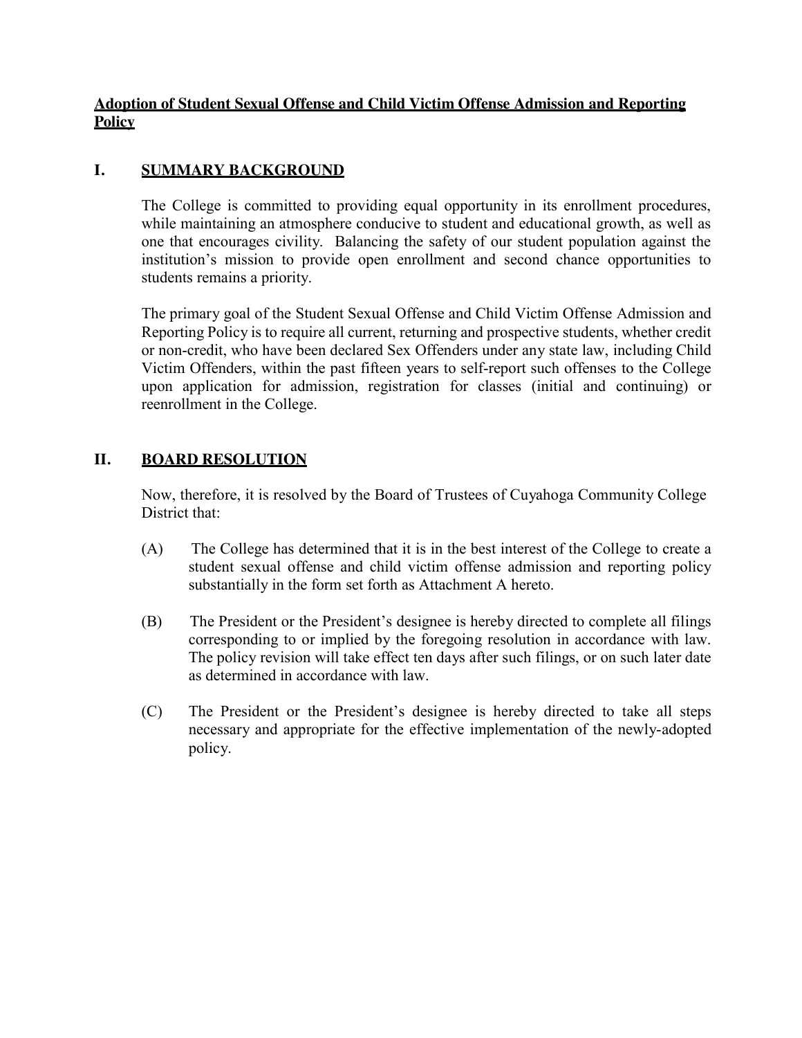**Adoption of Student Sexual Offense and Child Victim Offense Admission and Reporting Policy**

## I. SUMMARY BACKGROUND

The College is committed to providing equal opportunity in its enrollment procedures, while maintaining an atmosphere conducive to student and educational growth, as well as one that encourages civility. Balancing the safety of our student population against the institution's mission to provide open enrollment and second chance opportunities to students remains a priority.

The primary goal of the Student Sexual Offense and Child Victim Offense Admission and Reporting Policy is to require all current, returning and prospective students, whether credit or non-credit, who have been declared Sex Offenders under any state law, including Child Victim Offenders, within the past fifteen years to self-report such offenses to the College upon application for admission, registration for classes (initial and continuing) or reenrollment in the College.

## II. BOARD RESOLUTION

Now, therefore, it is resolved by the Board of Trustees of Cuyahoga Community College District that:

(A) The College has determined that it is in the best interest of the College to create a student sexual offense and child victim offense admission and reporting policy substantially in the form set forth as Attachment A hereto.

(B) The President or the President's designee is hereby directed to complete all filings corresponding to or implied by the foregoing resolution in accordance with law. The policy revision will take effect ten days after such filings, or on such later date as determined in accordance with law.

(C) The President or the President's designee is hereby directed to take all steps necessary and appropriate for the effective implementation of the newly-adopted policy.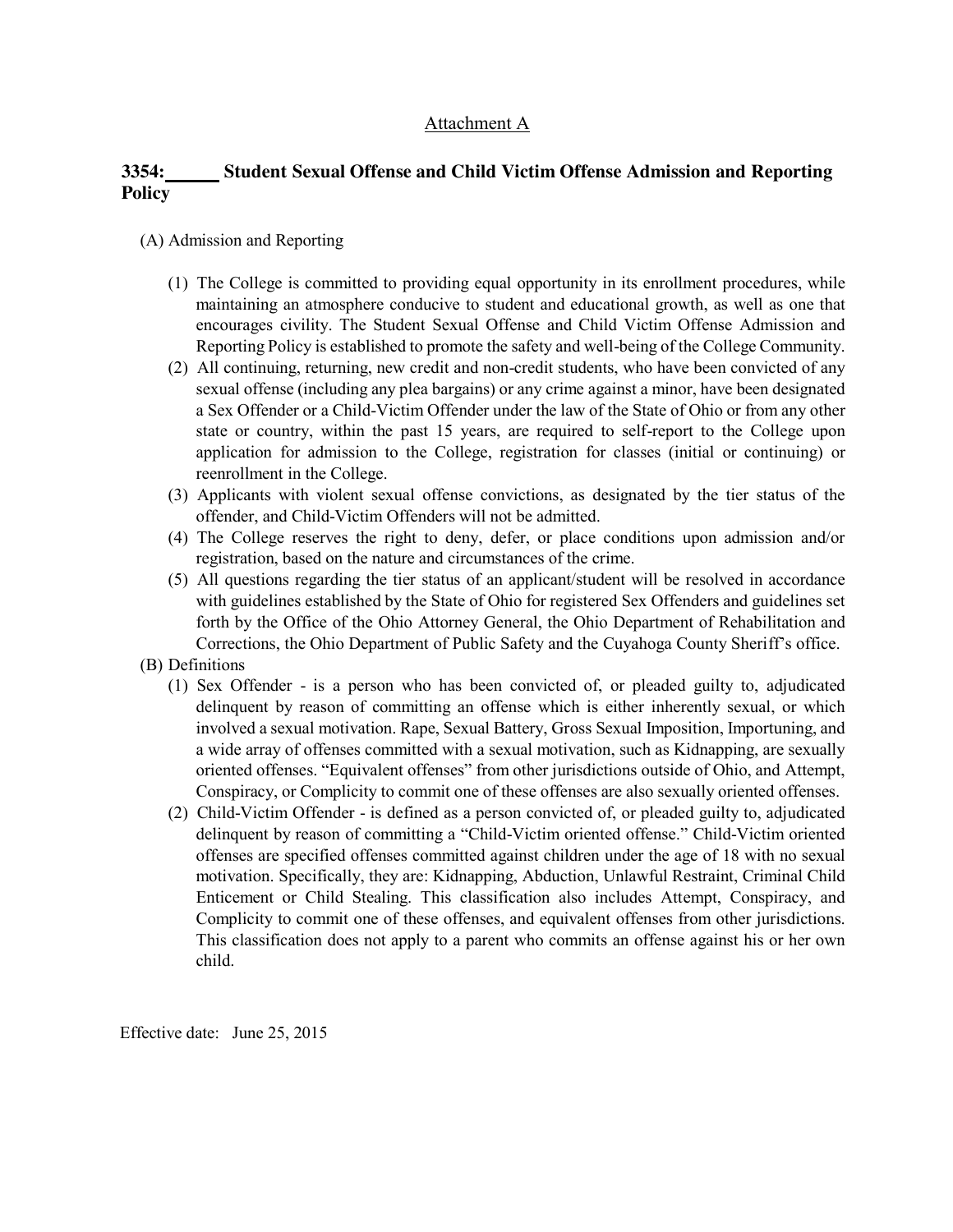Attachment A

## 3354:______ Student Sexual Offense and Child Victim Offense Admission and Reporting Policy

(A) Admission and Reporting

1. The College is committed to providing equal opportunity in its enrollment procedures, while maintaining an atmosphere conducive to student and educational growth, as well as one that encourages civility. The Student Sexual Offense and Child Victim Offense Admission and Reporting Policy is established to promote the safety and well-being of the College Community.
2. All continuing, returning, new credit and non-credit students, who have been convicted of any sexual offense (including any plea bargains) or any crime against a minor, have been designated a Sex Offender or a Child-Victim Offender under the law of the State of Ohio or from any other state or country, within the past 15 years, are required to self-report to the College upon application for admission to the College, registration for classes (initial or continuing) or reenrollment in the College.
3. Applicants with violent sexual offense convictions, as designated by the tier status of the offender, and Child-Victim Offenders will not be admitted.
4. The College reserves the right to deny, defer, or place conditions upon admission and/or registration, based on the nature and circumstances of the crime.
5. All questions regarding the tier status of an applicant/student will be resolved in accordance with guidelines established by the State of Ohio for registered Sex Offenders and guidelines set forth by the Office of the Ohio Attorney General, the Ohio Department of Rehabilitation and Corrections, the Ohio Department of Public Safety and the Cuyahoga County Sheriff's office.

(B) Definitions

1. Sex Offender - is a person who has been convicted of, or pleaded guilty to, adjudicated delinquent by reason of committing an offense which is either inherently sexual, or which involved a sexual motivation. Rape, Sexual Battery, Gross Sexual Imposition, Importuning, and a wide array of offenses committed with a sexual motivation, such as Kidnapping, are sexually oriented offenses. "Equivalent offenses" from other jurisdictions outside of Ohio, and Attempt, Conspiracy, or Complicity to commit one of these offenses are also sexually oriented offenses.
2. Child-Victim Offender - is defined as a person convicted of, or pleaded guilty to, adjudicated delinquent by reason of committing a "Child-Victim oriented offense." Child-Victim oriented offenses are specified offenses committed against children under the age of 18 with no sexual motivation. Specifically, they are: Kidnapping, Abduction, Unlawful Restraint, Criminal Child Enticement or Child Stealing. This classification also includes Attempt, Conspiracy, and Complicity to commit one of these offenses, and equivalent offenses from other jurisdictions. This classification does not apply to a parent who commits an offense against his or her own child.

Effective date: June 25, 2015